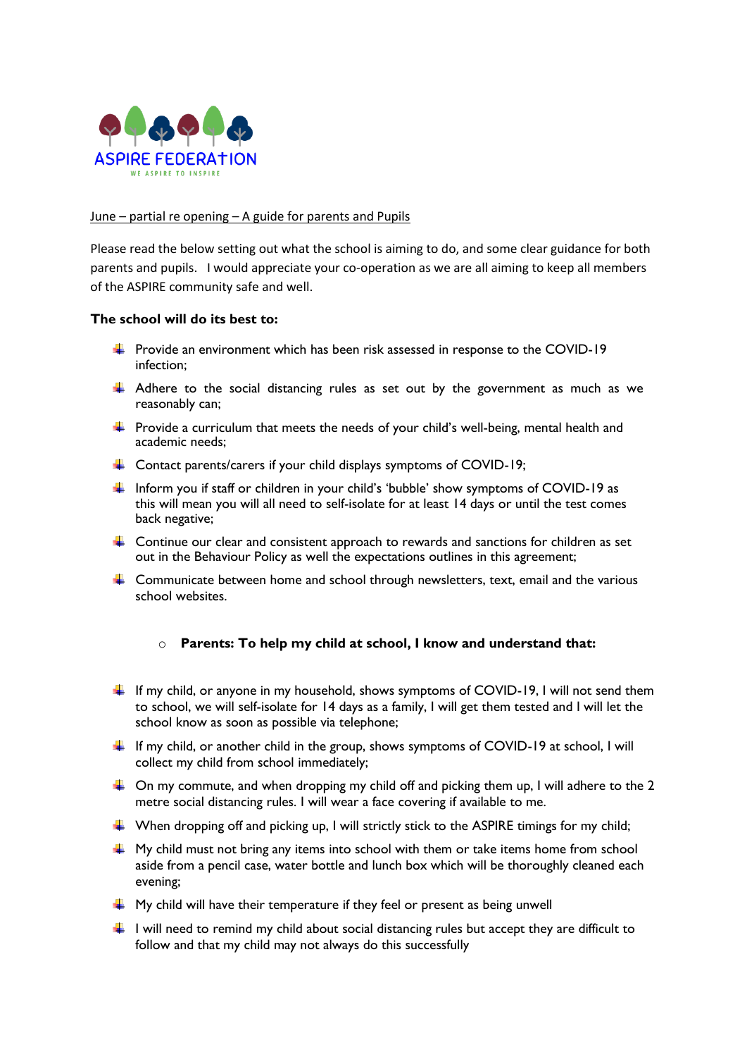ASPIRE FEDERATION

WE ASPIRE TO INSPIRE

June – partial re opening – A guide for parents and Pupils

Please read the below setting out what the school is aiming to do, and some clear guidance for both parents and pupils. I would appreciate your co-operation as we are all aiming to keep all members of the ASPIRE community safe and well.

**The school will do its best to:**

- Provide an environment which has been risk assessed in response to the COVID-19 infection;
- Adhere to the social distancing rules as set out by the government as much as we reasonably can;
- Provide a curriculum that meets the needs of your child's well-being, mental health and academic needs;
- Contact parents/carers if your child displays symptoms of COVID-19;
- Inform you if staff or children in your child's 'bubble' show symptoms of COVID-19 as this will mean you will all need to self-isolate for at least 14 days or until the test comes back negative;
- Continue our clear and consistent approach to rewards and sanctions for children as set out in the Behaviour Policy as well the expectations outlines in this agreement;
- Communicate between home and school through newsletters, text, email and the various school websites.

**Parents: To help my child at school, I know and understand that:**

- If my child, or anyone in my household, shows symptoms of COVID-19, I will not send them to school, we will self-isolate for 14 days as a family, I will get them tested and I will let the school know as soon as possible via telephone;
- If my child, or another child in the group, shows symptoms of COVID-19 at school, I will collect my child from school immediately;
- On my commute, and when dropping my child off and picking them up, I will adhere to the 2 metre social distancing rules. I will wear a face covering if available to me.
- When dropping off and picking up, I will strictly stick to the ASPIRE timings for my child;
- My child must not bring any items into school with them or take items home from school aside from a pencil case, water bottle and lunch box which will be thoroughly cleaned each evening;
- My child will have their temperature if they feel or present as being unwell
- I will need to remind my child about social distancing rules but accept they are difficult to follow and that my child may not always do this successfully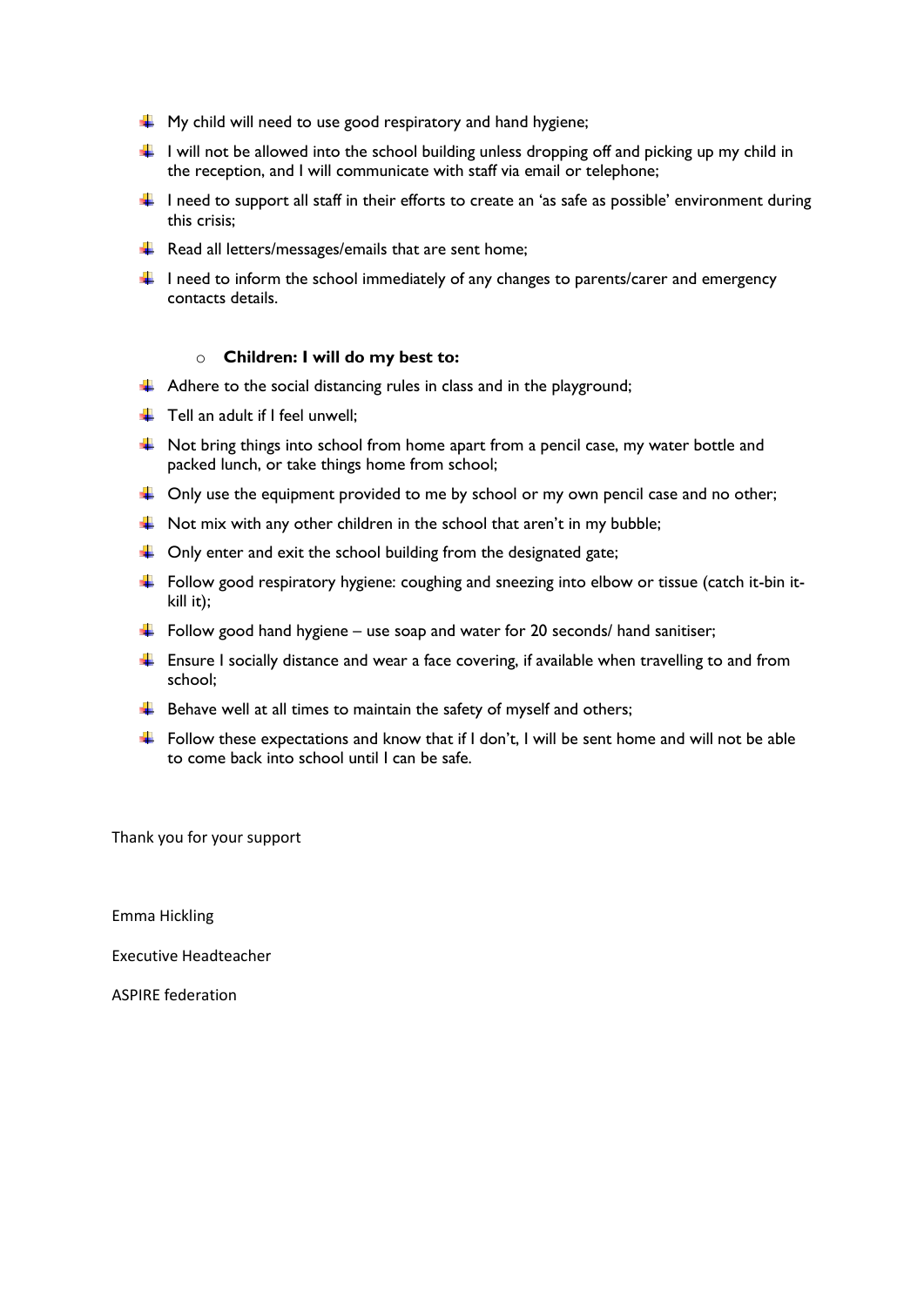- My child will need to use good respiratory and hand hygiene;
- I will not be allowed into the school building unless dropping off and picking up my child in the reception, and I will communicate with staff via email or telephone;
- I need to support all staff in their efforts to create an 'as safe as possible' environment during this crisis;
- Read all letters/messages/emails that are sent home;
- I need to inform the school immediately of any changes to parents/carer and emergency contacts details.

  - **Children: I will do my best to:**

- Adhere to the social distancing rules in class and in the playground;
- Tell an adult if I feel unwell;
- Not bring things into school from home apart from a pencil case, my water bottle and packed lunch, or take things home from school;
- Only use the equipment provided to me by school or my own pencil case and no other;
- Not mix with any other children in the school that aren't in my bubble;
- Only enter and exit the school building from the designated gate;
- Follow good respiratory hygiene: coughing and sneezing into elbow or tissue (catch it-bin it-kill it);
- Follow good hand hygiene – use soap and water for 20 seconds/ hand sanitiser;
- Ensure I socially distance and wear a face covering, if available when travelling to and from school;
- Behave well at all times to maintain the safety of myself and others;
- Follow these expectations and know that if I don't, I will be sent home and will not be able to come back into school until I can be safe.

Thank you for your support

Emma Hickling

Executive Headteacher

ASPIRE federation